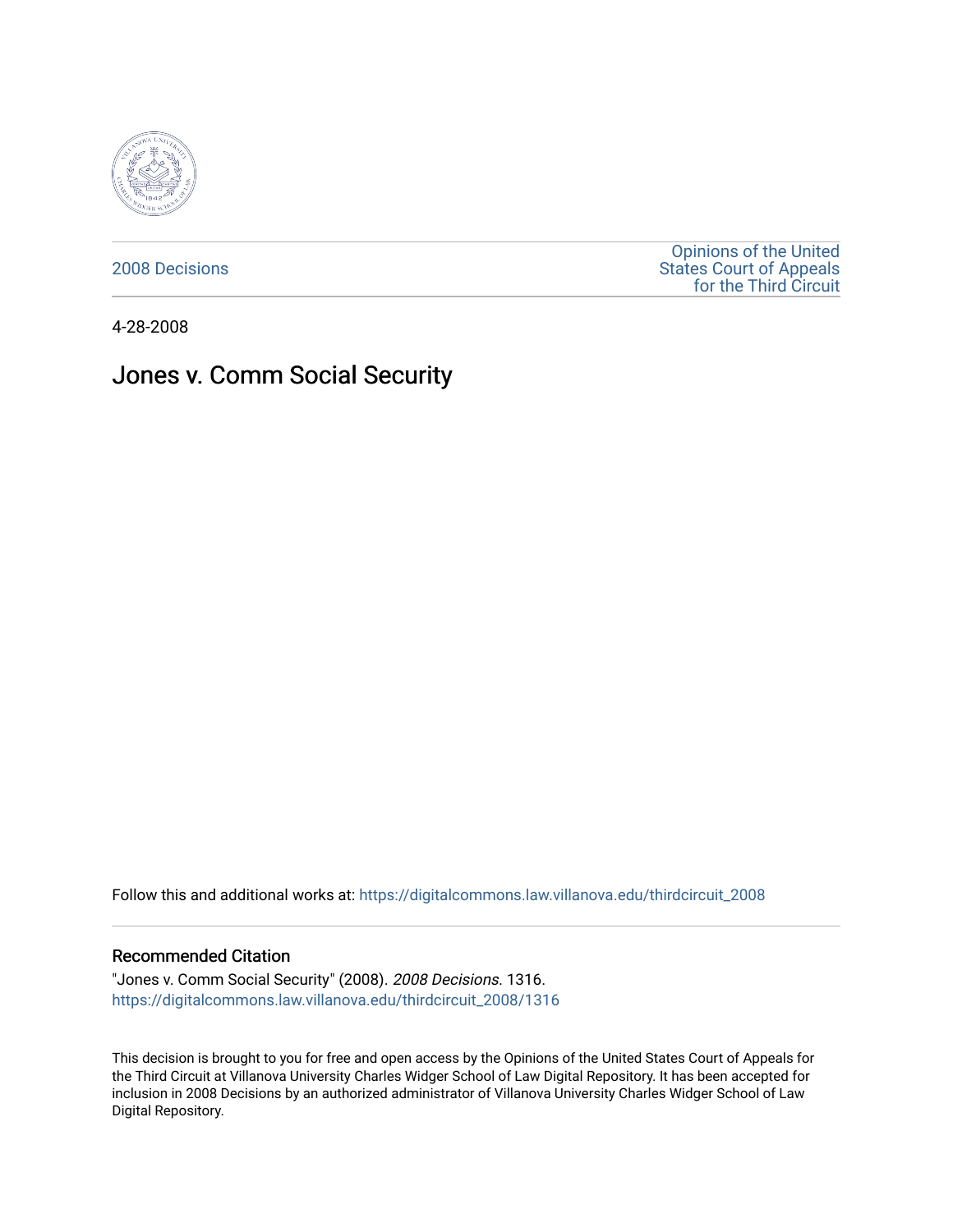2008 Decisions

Opinions of the United States Court of Appeals for the Third Circuit

4-28-2008

# Jones v. Comm Social Security

Follow this and additional works at: https://digitalcommons.law.villanova.edu/thirdcircuit_2008

## Recommended Citation

"Jones v. Comm Social Security" (2008). *2008 Decisions*. 1316.
https://digitalcommons.law.villanova.edu/thirdcircuit_2008/1316

This decision is brought to you for free and open access by the Opinions of the United States Court of Appeals for the Third Circuit at Villanova University Charles Widger School of Law Digital Repository. It has been accepted for inclusion in 2008 Decisions by an authorized administrator of Villanova University Charles Widger School of Law Digital Repository.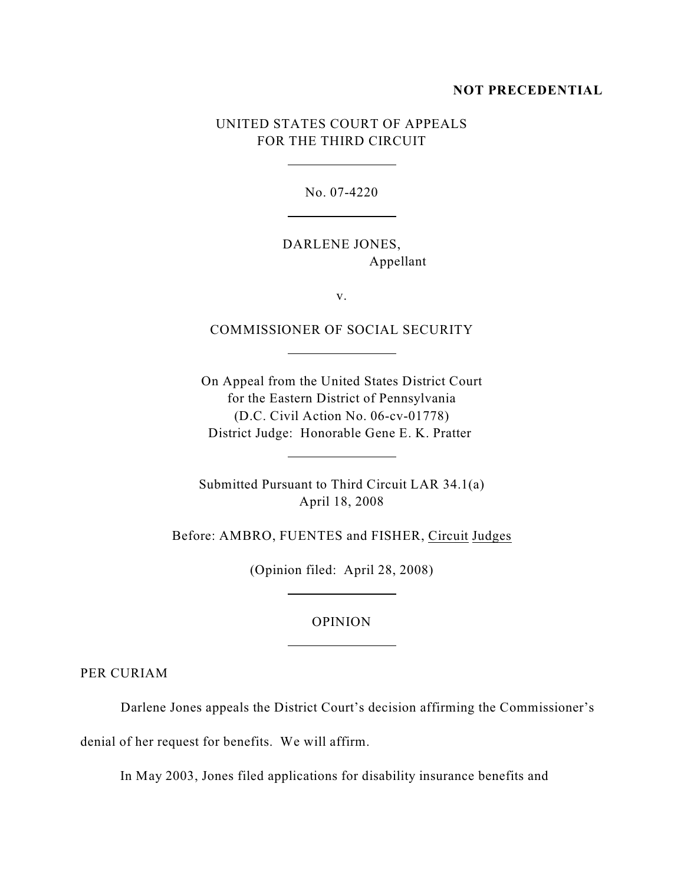**NOT PRECEDENTIAL**

UNITED STATES COURT OF APPEALS
FOR THE THIRD CIRCUIT

No. 07-4220

DARLENE JONES,
Appellant

v.

COMMISSIONER OF SOCIAL SECURITY

On Appeal from the United States District Court
for the Eastern District of Pennsylvania
(D.C. Civil Action No. 06-cv-01778)
District Judge: Honorable Gene E. K. Pratter

Submitted Pursuant to Third Circuit LAR 34.1(a)
April 18, 2008

Before: AMBRO, FUENTES and FISHER, Circuit Judges

(Opinion filed: April 28, 2008)

OPINION

PER CURIAM

Darlene Jones appeals the District Court's decision affirming the Commissioner's denial of her request for benefits. We will affirm.

In May 2003, Jones filed applications for disability insurance benefits and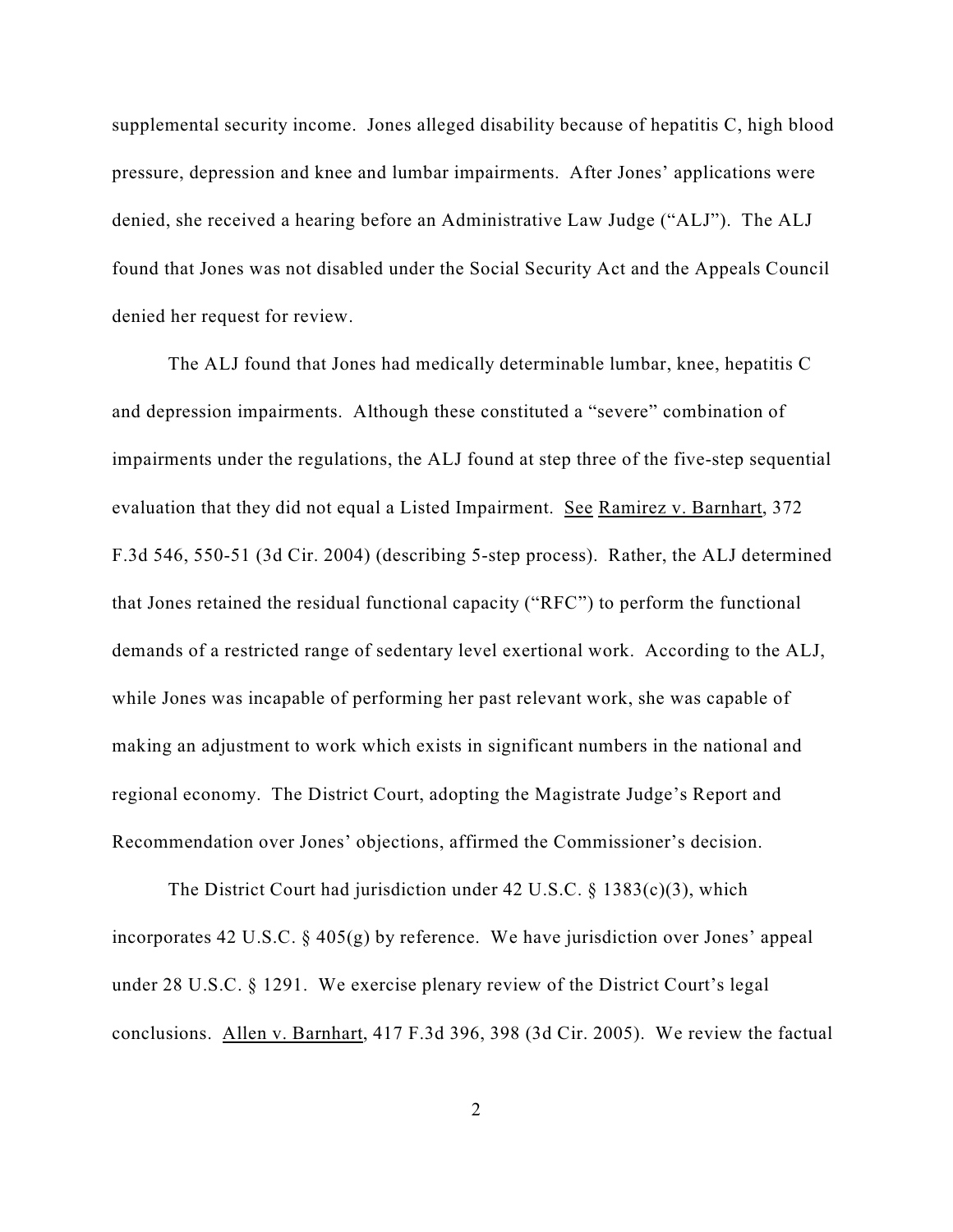supplemental security income. Jones alleged disability because of hepatitis C, high blood pressure, depression and knee and lumbar impairments. After Jones' applications were denied, she received a hearing before an Administrative Law Judge ("ALJ"). The ALJ found that Jones was not disabled under the Social Security Act and the Appeals Council denied her request for review.

The ALJ found that Jones had medically determinable lumbar, knee, hepatitis C and depression impairments. Although these constituted a "severe" combination of impairments under the regulations, the ALJ found at step three of the five-step sequential evaluation that they did not equal a Listed Impairment. See Ramirez v. Barnhart, 372 F.3d 546, 550-51 (3d Cir. 2004) (describing 5-step process). Rather, the ALJ determined that Jones retained the residual functional capacity ("RFC") to perform the functional demands of a restricted range of sedentary level exertional work. According to the ALJ, while Jones was incapable of performing her past relevant work, she was capable of making an adjustment to work which exists in significant numbers in the national and regional economy. The District Court, adopting the Magistrate Judge's Report and Recommendation over Jones' objections, affirmed the Commissioner's decision.

The District Court had jurisdiction under 42 U.S.C. § 1383(c)(3), which incorporates 42 U.S.C. § 405(g) by reference. We have jurisdiction over Jones' appeal under 28 U.S.C. § 1291. We exercise plenary review of the District Court's legal conclusions. Allen v. Barnhart, 417 F.3d 396, 398 (3d Cir. 2005). We review the factual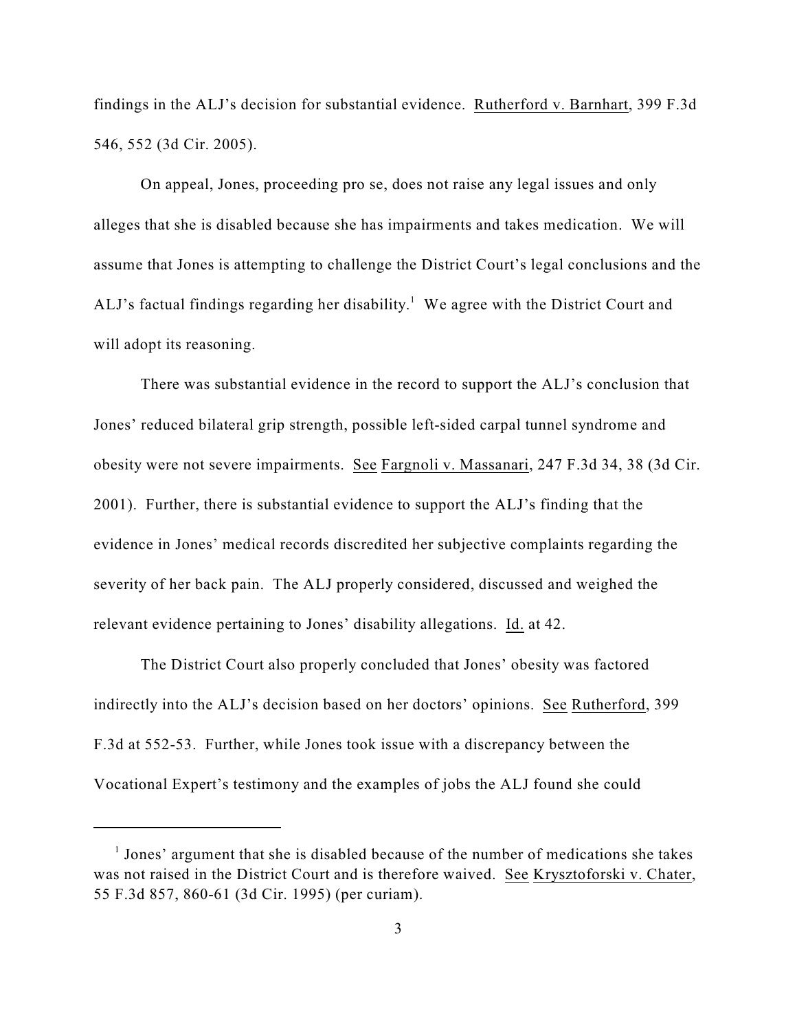findings in the ALJ's decision for substantial evidence. Rutherford v. Barnhart, 399 F.3d 546, 552 (3d Cir. 2005).

On appeal, Jones, proceeding pro se, does not raise any legal issues and only alleges that she is disabled because she has impairments and takes medication. We will assume that Jones is attempting to challenge the District Court's legal conclusions and the ALJ's factual findings regarding her disability.[1] We agree with the District Court and will adopt its reasoning.

There was substantial evidence in the record to support the ALJ's conclusion that Jones' reduced bilateral grip strength, possible left-sided carpal tunnel syndrome and obesity were not severe impairments. See Fargnoli v. Massanari, 247 F.3d 34, 38 (3d Cir. 2001). Further, there is substantial evidence to support the ALJ's finding that the evidence in Jones' medical records discredited her subjective complaints regarding the severity of her back pain. The ALJ properly considered, discussed and weighed the relevant evidence pertaining to Jones' disability allegations. Id. at 42.

The District Court also properly concluded that Jones' obesity was factored indirectly into the ALJ's decision based on her doctors' opinions. See Rutherford, 399 F.3d at 552-53. Further, while Jones took issue with a discrepancy between the Vocational Expert's testimony and the examples of jobs the ALJ found she could

---

[1] Jones' argument that she is disabled because of the number of medications she takes was not raised in the District Court and is therefore waived. See Krysztoforski v. Chater, 55 F.3d 857, 860-61 (3d Cir. 1995) (per curiam).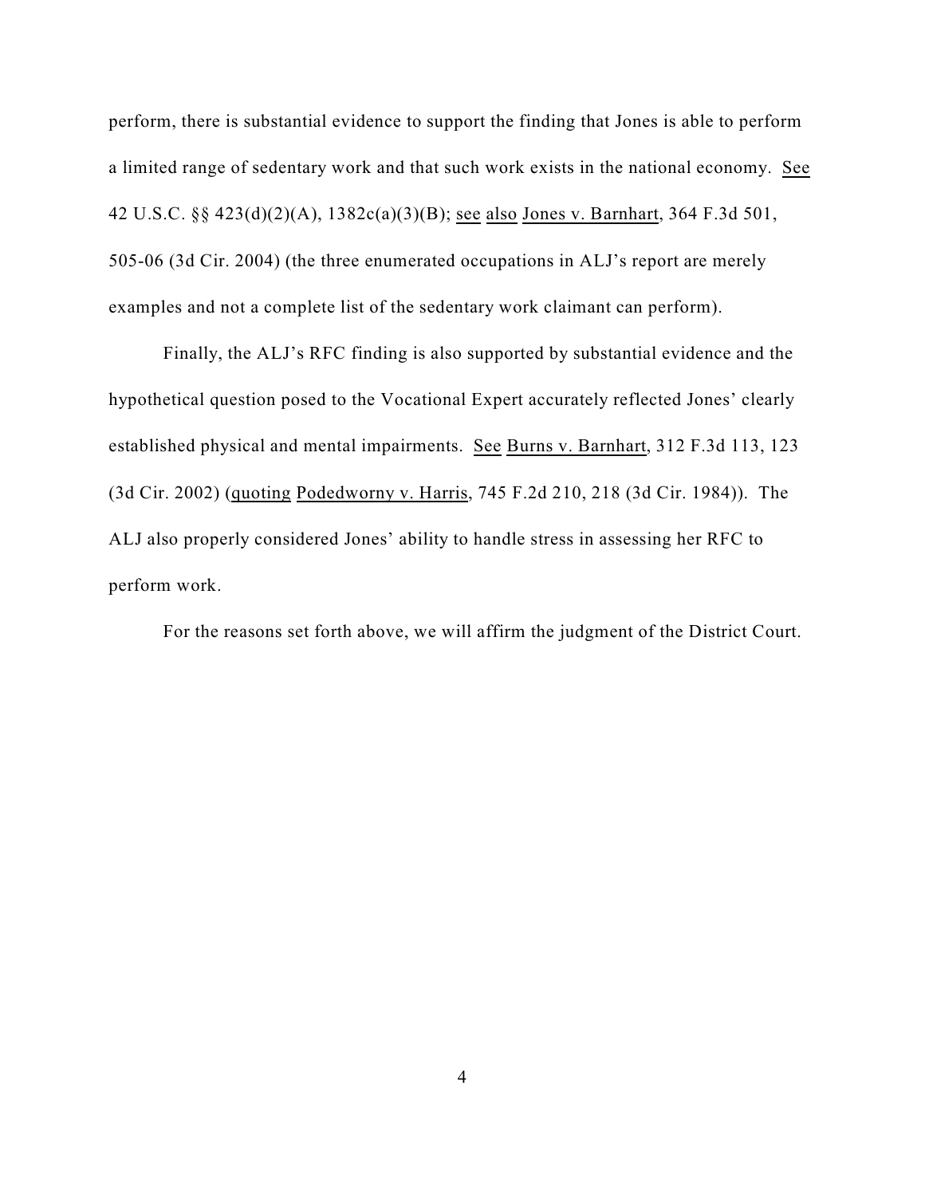perform, there is substantial evidence to support the finding that Jones is able to perform a limited range of sedentary work and that such work exists in the national economy. See 42 U.S.C. §§ 423(d)(2)(A), 1382c(a)(3)(B); see also Jones v. Barnhart, 364 F.3d 501, 505-06 (3d Cir. 2004) (the three enumerated occupations in ALJ's report are merely examples and not a complete list of the sedentary work claimant can perform).

Finally, the ALJ's RFC finding is also supported by substantial evidence and the hypothetical question posed to the Vocational Expert accurately reflected Jones' clearly established physical and mental impairments. See Burns v. Barnhart, 312 F.3d 113, 123 (3d Cir. 2002) (quoting Podedworny v. Harris, 745 F.2d 210, 218 (3d Cir. 1984)). The ALJ also properly considered Jones' ability to handle stress in assessing her RFC to perform work.

For the reasons set forth above, we will affirm the judgment of the District Court.